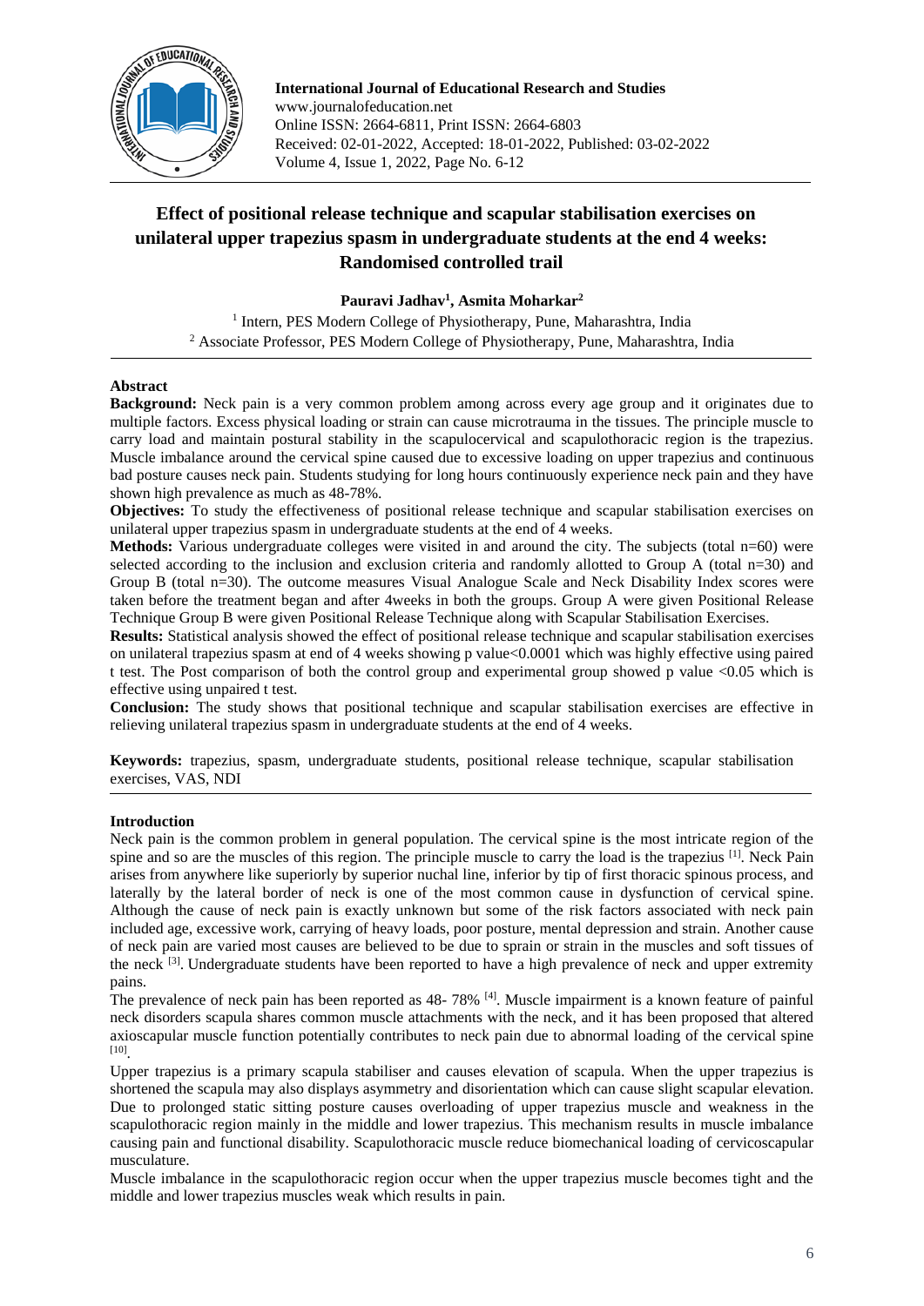# Effect of positional release technique and scapular stabilisation exercises on unilateral upper trapezius spasm in undergraduate students at the end 4 weeks: Randomised controlled trail

**Pauravi Jadhav[1], Asmita Moharkar[2]**

[1] Intern, PES Modern College of Physiotherapy, Pune, Maharashtra, India
[2] Associate Professor, PES Modern College of Physiotherapy, Pune, Maharashtra, India

## Abstract

**Background:** Neck pain is a very common problem among across every age group and it originates due to multiple factors. Excess physical loading or strain can cause microtrauma in the tissues. The principle muscle to carry load and maintain postural stability in the scapulocervical and scapulothoracic region is the trapezius. Muscle imbalance around the cervical spine caused due to excessive loading on upper trapezius and continuous bad posture causes neck pain. Students studying for long hours continuously experience neck pain and they have shown high prevalence as much as 48-78%.

**Objectives:** To study the effectiveness of positional release technique and scapular stabilisation exercises on unilateral upper trapezius spasm in undergraduate students at the end of 4 weeks.

**Methods:** Various undergraduate colleges were visited in and around the city. The subjects (total n=60) were selected according to the inclusion and exclusion criteria and randomly allotted to Group A (total n=30) and Group B (total n=30). The outcome measures Visual Analogue Scale and Neck Disability Index scores were taken before the treatment began and after 4weeks in both the groups. Group A were given Positional Release Technique Group B were given Positional Release Technique along with Scapular Stabilisation Exercises.

**Results:** Statistical analysis showed the effect of positional release technique and scapular stabilisation exercises on unilateral trapezius spasm at end of 4 weeks showing p value<0.0001 which was highly effective using paired t test. The Post comparison of both the control group and experimental group showed p value <0.05 which is effective using unpaired t test.

**Conclusion:** The study shows that positional technique and scapular stabilisation exercises are effective in relieving unilateral trapezius spasm in undergraduate students at the end of 4 weeks.

**Keywords:** trapezius, spasm, undergraduate students, positional release technique, scapular stabilisation exercises, VAS, NDI

## Introduction

Neck pain is the common problem in general population. The cervical spine is the most intricate region of the spine and so are the muscles of this region. The principle muscle to carry the load is the trapezius [1]. Neck Pain arises from anywhere like superiorly by superior nuchal line, inferior by tip of first thoracic spinous process, and laterally by the lateral border of neck is one of the most common cause in dysfunction of cervical spine. Although the cause of neck pain is exactly unknown but some of the risk factors associated with neck pain included age, excessive work, carrying of heavy loads, poor posture, mental depression and strain. Another cause of neck pain are varied most causes are believed to be due to sprain or strain in the muscles and soft tissues of the neck [3]. Undergraduate students have been reported to have a high prevalence of neck and upper extremity pains.

The prevalence of neck pain has been reported as 48- 78% [4]. Muscle impairment is a known feature of painful neck disorders scapula shares common muscle attachments with the neck, and it has been proposed that altered axioscapular muscle function potentially contributes to neck pain due to abnormal loading of the cervical spine [10].

Upper trapezius is a primary scapula stabiliser and causes elevation of scapula. When the upper trapezius is shortened the scapula may also displays asymmetry and disorientation which can cause slight scapular elevation. Due to prolonged static sitting posture causes overloading of upper trapezius muscle and weakness in the scapulothoracic region mainly in the middle and lower trapezius. This mechanism results in muscle imbalance causing pain and functional disability. Scapulothoracic muscle reduce biomechanical loading of cervicoscapular musculature.

Muscle imbalance in the scapulothoracic region occur when the upper trapezius muscle becomes tight and the middle and lower trapezius muscles weak which results in pain.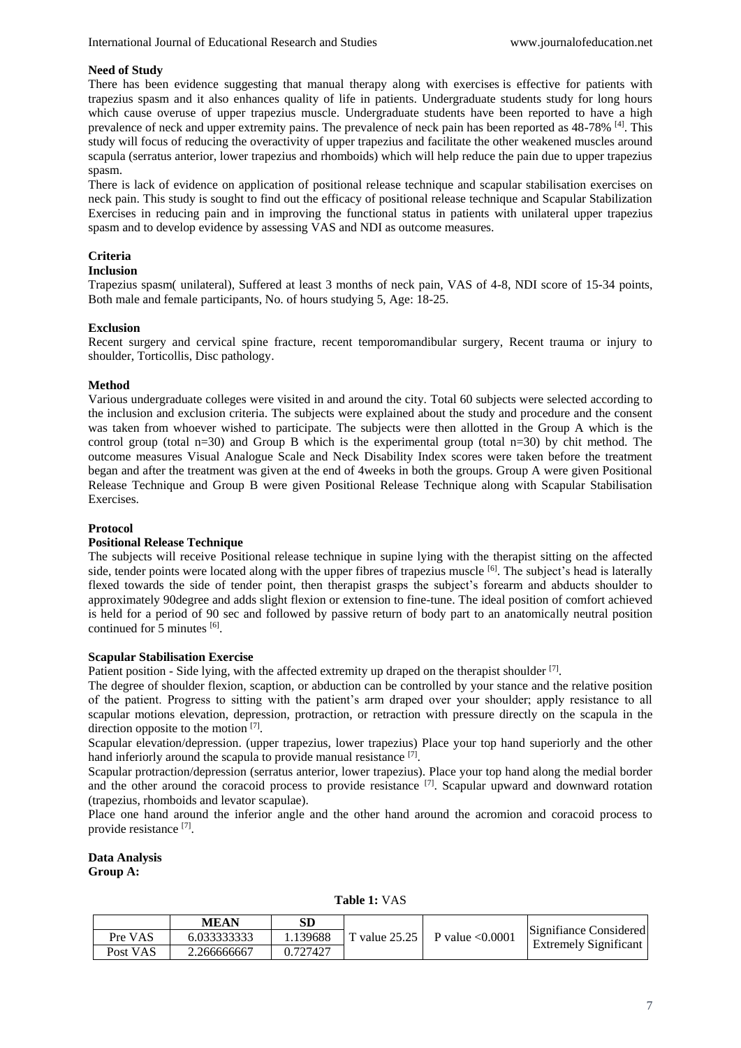### Need of Study

There has been evidence suggesting that manual therapy along with exercises is effective for patients with trapezius spasm and it also enhances quality of life in patients. Undergraduate students study for long hours which cause overuse of upper trapezius muscle. Undergraduate students have been reported to have a high prevalence of neck and upper extremity pains. The prevalence of neck pain has been reported as 48-78% [4]. This study will focus of reducing the overactivity of upper trapezius and facilitate the other weakened muscles around scapula (serratus anterior, lower trapezius and rhomboids) which will help reduce the pain due to upper trapezius spasm.

There is lack of evidence on application of positional release technique and scapular stabilisation exercises on neck pain. This study is sought to find out the efficacy of positional release technique and Scapular Stabilization Exercises in reducing pain and in improving the functional status in patients with unilateral upper trapezius spasm and to develop evidence by assessing VAS and NDI as outcome measures.

### Criteria

#### Inclusion

Trapezius spasm( unilateral), Suffered at least 3 months of neck pain, VAS of 4-8, NDI score of 15-34 points, Both male and female participants, No. of hours studying 5, Age: 18-25.

#### Exclusion

Recent surgery and cervical spine fracture, recent temporomandibular surgery, Recent trauma or injury to shoulder, Torticollis, Disc pathology.

### Method

Various undergraduate colleges were visited in and around the city. Total 60 subjects were selected according to the inclusion and exclusion criteria. The subjects were explained about the study and procedure and the consent was taken from whoever wished to participate. The subjects were then allotted in the Group A which is the control group (total n=30) and Group B which is the experimental group (total n=30) by chit method. The outcome measures Visual Analogue Scale and Neck Disability Index scores were taken before the treatment began and after the treatment was given at the end of 4weeks in both the groups. Group A were given Positional Release Technique and Group B were given Positional Release Technique along with Scapular Stabilisation Exercises.

### Protocol

#### Positional Release Technique

The subjects will receive Positional release technique in supine lying with the therapist sitting on the affected side, tender points were located along with the upper fibres of trapezius muscle [6]. The subject's head is laterally flexed towards the side of tender point, then therapist grasps the subject's forearm and abducts shoulder to approximately 90degree and adds slight flexion or extension to fine-tune. The ideal position of comfort achieved is held for a period of 90 sec and followed by passive return of body part to an anatomically neutral position continued for 5 minutes [6].

#### Scapular Stabilisation Exercise

Patient position - Side lying, with the affected extremity up draped on the therapist shoulder [7].

The degree of shoulder flexion, scaption, or abduction can be controlled by your stance and the relative position of the patient. Progress to sitting with the patient's arm draped over your shoulder; apply resistance to all scapular motions elevation, depression, protraction, or retraction with pressure directly on the scapula in the direction opposite to the motion [7].

Scapular elevation/depression. (upper trapezius, lower trapezius) Place your top hand superiorly and the other hand inferiorly around the scapula to provide manual resistance [7].

Scapular protraction/depression (serratus anterior, lower trapezius). Place your top hand along the medial border and the other around the coracoid process to provide resistance [7]. Scapular upward and downward rotation (trapezius, rhomboids and levator scapulae).

Place one hand around the inferior angle and the other hand around the acromion and coracoid process to provide resistance [7].

### Data Analysis

**Group A:**

**Table 1:** VAS

| | MEAN | SD | | | |
|---|---|---|---|---|---|
| Pre VAS | 6.033333333 | 1.139688 | T value 25.25 | P value <0.0001 | Significance Considered Extremely Significant |
| Post VAS | 2.266666667 | 0.727427 | | | |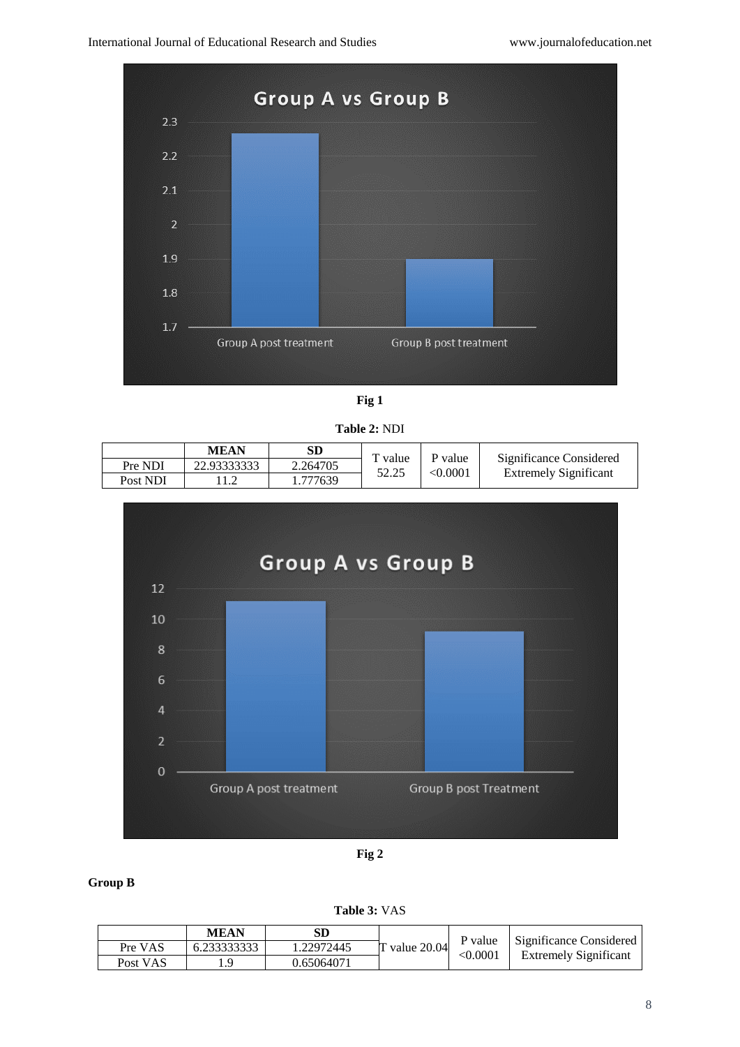**Fig 1**

**Table 2:** NDI

| | MEAN | SD | T value | P value | Significance Considered |
|---|---|---|---|---|---|
| Pre NDI | 22.93333333 | 2.264705 | 52.25 | <0.0001 | Extremely Significant |
| Post NDI | 11.2 | 1.777639 | | | |

**Fig 2**

**Group B**

**Table 3:** VAS

| | MEAN | SD | T value | P value | Significance Considered |
|---|---|---|---|---|---|
| Pre VAS | 6.233333333 | 1.22972445 | T value 20.04 | <0.0001 | Extremely Significant |
| Post VAS | 1.9 | 0.65064071 | | | |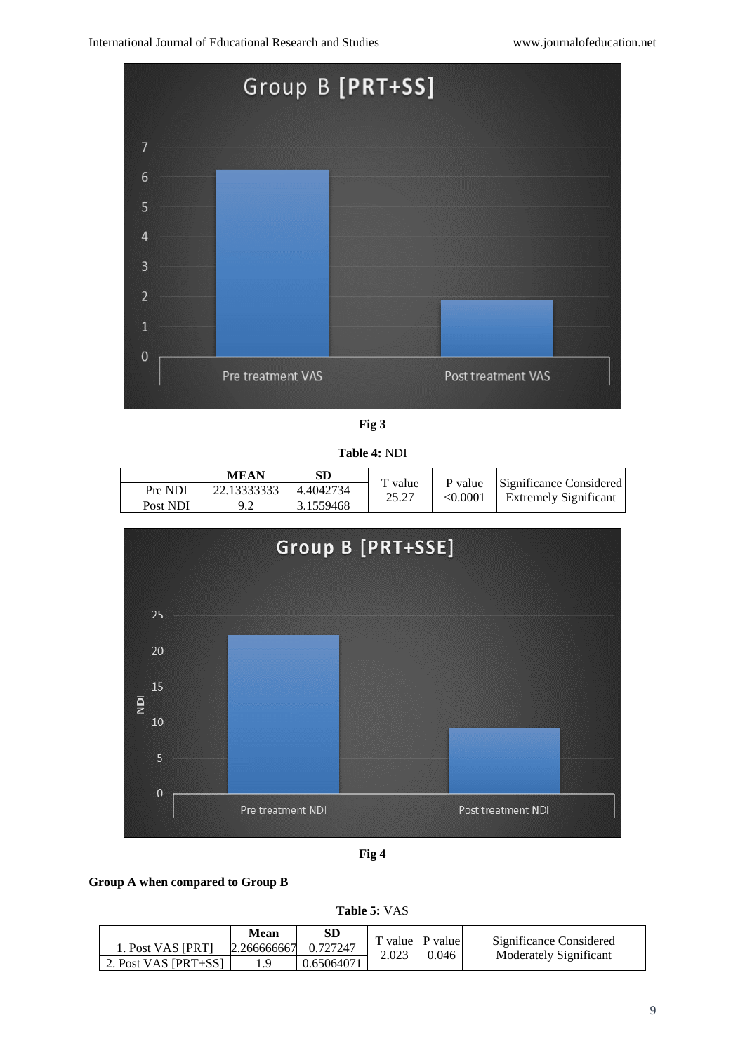Fig 3

**Table 4:** NDI

| | MEAN | SD | T value | P value | Significance Considered |
|---|---|---|---|---|---|
| Pre NDI | 22.13333333 | 4.4042734 | 25.27 | <0.0001 | Extremely Significant |
| Post NDI | 9.2 | 3.1559468 | | | |

Fig 4

**Group A when compared to Group B**

**Table 5:** VAS

| | Mean | SD | T value | P value | Significance Considered |
|---|---|---|---|---|---|
| 1. Post VAS [PRT] | 2.266666667 | 0.727247 | 2.023 | 0.046 | Moderately Significant |
| 2. Post VAS [PRT+SS] | 1.9 | 0.65064071 | | | |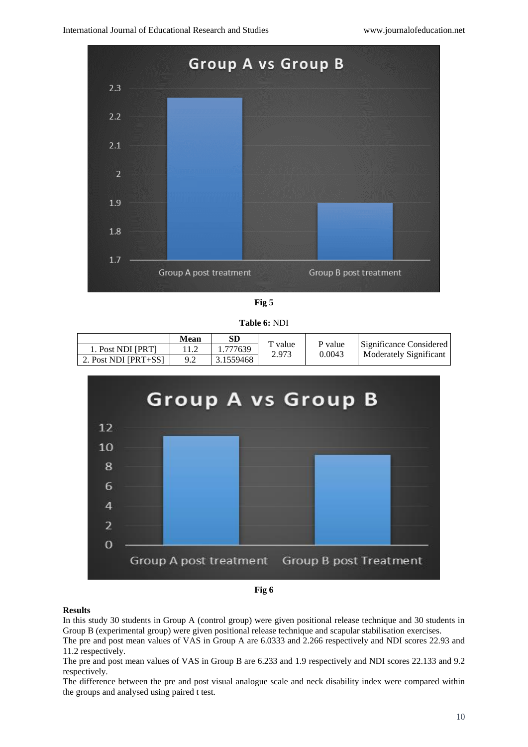Fig 5

**Table 6:** NDI

| | Mean | SD | T value | P value | Significance Considered |
|---|---|---|---|---|---|
| 1. Post NDI [PRT] | 11.2 | 1.777639 | 2.973 | 0.0043 | Moderately Significant |
| 2. Post NDI [PRT+SS] | 9.2 | 3.1559468 | | | |

Fig 6

**Results**

In this study 30 students in Group A (control group) were given positional release technique and 30 students in Group B (experimental group) were given positional release technique and scapular stabilisation exercises.

The pre and post mean values of VAS in Group A are 6.0333 and 2.266 respectively and NDI scores 22.93 and 11.2 respectively.

The pre and post mean values of VAS in Group B are 6.233 and 1.9 respectively and NDI scores 22.133 and 9.2 respectively.

The difference between the pre and post visual analogue scale and neck disability index were compared within the groups and analysed using paired t test.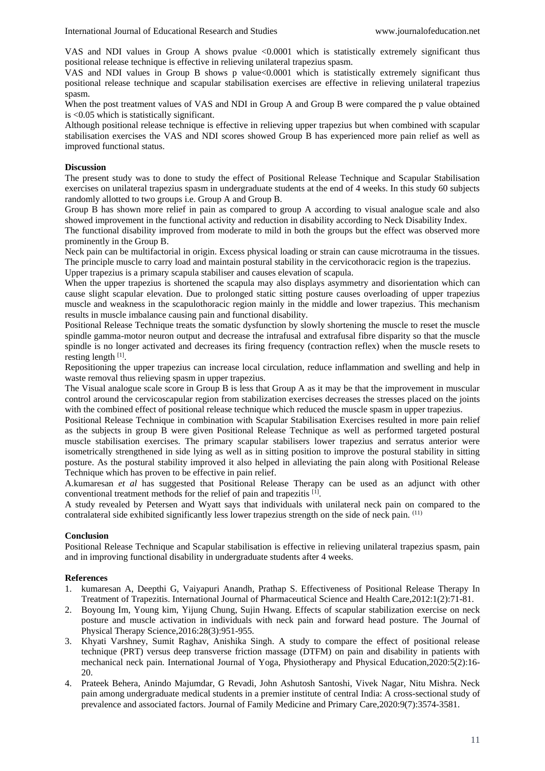VAS and NDI values in Group A shows pvalue <0.0001 which is statistically extremely significant thus positional release technique is effective in relieving unilateral trapezius spasm.

VAS and NDI values in Group B shows p value<0.0001 which is statistically extremely significant thus positional release technique and scapular stabilisation exercises are effective in relieving unilateral trapezius spasm.

When the post treatment values of VAS and NDI in Group A and Group B were compared the p value obtained is <0.05 which is statistically significant.

Although positional release technique is effective in relieving upper trapezius but when combined with scapular stabilisation exercises the VAS and NDI scores showed Group B has experienced more pain relief as well as improved functional status.

**Discussion**

The present study was to done to study the effect of Positional Release Technique and Scapular Stabilisation exercises on unilateral trapezius spasm in undergraduate students at the end of 4 weeks. In this study 60 subjects randomly allotted to two groups i.e. Group A and Group B.

Group B has shown more relief in pain as compared to group A according to visual analogue scale and also showed improvement in the functional activity and reduction in disability according to Neck Disability Index.

The functional disability improved from moderate to mild in both the groups but the effect was observed more prominently in the Group B.

Neck pain can be multifactorial in origin. Excess physical loading or strain can cause microtrauma in the tissues. The principle muscle to carry load and maintain postural stability in the cervicothoracic region is the trapezius.

Upper trapezius is a primary scapula stabiliser and causes elevation of scapula.

When the upper trapezius is shortened the scapula may also displays asymmetry and disorientation which can cause slight scapular elevation. Due to prolonged static sitting posture causes overloading of upper trapezius muscle and weakness in the scapulothoracic region mainly in the middle and lower trapezius. This mechanism results in muscle imbalance causing pain and functional disability.

Positional Release Technique treats the somatic dysfunction by slowly shortening the muscle to reset the muscle spindle gamma-motor neuron output and decrease the intrafusal and extrafusal fibre disparity so that the muscle spindle is no longer activated and decreases its firing frequency (contraction reflex) when the muscle resets to resting length [1].

Repositioning the upper trapezius can increase local circulation, reduce inflammation and swelling and help in waste removal thus relieving spasm in upper trapezius.

The Visual analogue scale score in Group B is less that Group A as it may be that the improvement in muscular control around the cervicoscapular region from stabilization exercises decreases the stresses placed on the joints with the combined effect of positional release technique which reduced the muscle spasm in upper trapezius.

Positional Release Technique in combination with Scapular Stabilisation Exercises resulted in more pain relief as the subjects in group B were given Positional Release Technique as well as performed targeted postural muscle stabilisation exercises. The primary scapular stabilisers lower trapezius and serratus anterior were isometrically strengthened in side lying as well as in sitting position to improve the postural stability in sitting posture. As the postural stability improved it also helped in alleviating the pain along with Positional Release Technique which has proven to be effective in pain relief.

A.kumaresan *et al* has suggested that Positional Release Therapy can be used as an adjunct with other conventional treatment methods for the relief of pain and trapezitis [1].

A study revealed by Petersen and Wyatt says that individuals with unilateral neck pain on compared to the contralateral side exhibited significantly less lower trapezius strength on the side of neck pain. (11)

**Conclusion**

Positional Release Technique and Scapular stabilisation is effective in relieving unilateral trapezius spasm, pain and in improving functional disability in undergraduate students after 4 weeks.

**References**

1. kumaresan A, Deepthi G, Vaiyapuri Anandh, Prathap S. Effectiveness of Positional Release Therapy In Treatment of Trapezitis. International Journal of Pharmaceutical Science and Health Care,2012:1(2):71-81.
2. Boyoung Im, Young kim, Yijung Chung, Sujin Hwang. Effects of scapular stabilization exercise on neck posture and muscle activation in individuals with neck pain and forward head posture. The Journal of Physical Therapy Science,2016:28(3):951-955.
3. Khyati Varshney, Sumit Raghav, Anishika Singh. A study to compare the effect of positional release technique (PRT) versus deep transverse friction massage (DTFM) on pain and disability in patients with mechanical neck pain. International Journal of Yoga, Physiotherapy and Physical Education,2020:5(2):16-20.
4. Prateek Behera, Anindo Majumdar, G Revadi, John Ashutosh Santoshi, Vivek Nagar, Nitu Mishra. Neck pain among undergraduate medical students in a premier institute of central India: A cross-sectional study of prevalence and associated factors. Journal of Family Medicine and Primary Care,2020:9(7):3574-3581.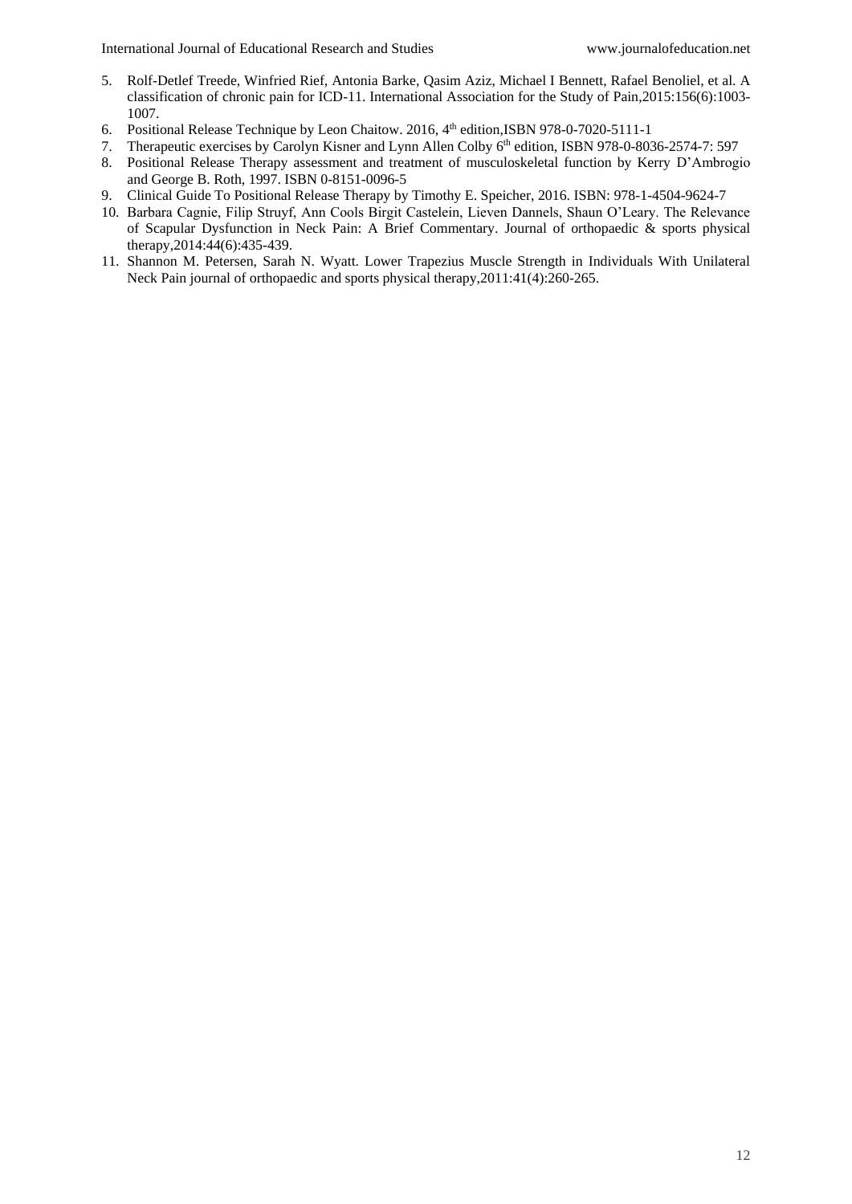5. Rolf-Detlef Treede, Winfried Rief, Antonia Barke, Qasim Aziz, Michael I Bennett, Rafael Benoliel, et al. A classification of chronic pain for ICD-11. International Association for the Study of Pain,2015:156(6):1003-1007.
6. Positional Release Technique by Leon Chaitow. 2016, 4th edition,ISBN 978-0-7020-5111-1
7. Therapeutic exercises by Carolyn Kisner and Lynn Allen Colby 6th edition, ISBN 978-0-8036-2574-7: 597
8. Positional Release Therapy assessment and treatment of musculoskeletal function by Kerry D'Ambrogio and George B. Roth, 1997. ISBN 0-8151-0096-5
9. Clinical Guide To Positional Release Therapy by Timothy E. Speicher, 2016. ISBN: 978-1-4504-9624-7
10. Barbara Cagnie, Filip Struyf, Ann Cools Birgit Castelein, Lieven Dannels, Shaun O'Leary. The Relevance of Scapular Dysfunction in Neck Pain: A Brief Commentary. Journal of orthopaedic & sports physical therapy,2014:44(6):435-439.
11. Shannon M. Petersen, Sarah N. Wyatt. Lower Trapezius Muscle Strength in Individuals With Unilateral Neck Pain journal of orthopaedic and sports physical therapy,2011:41(4):260-265.